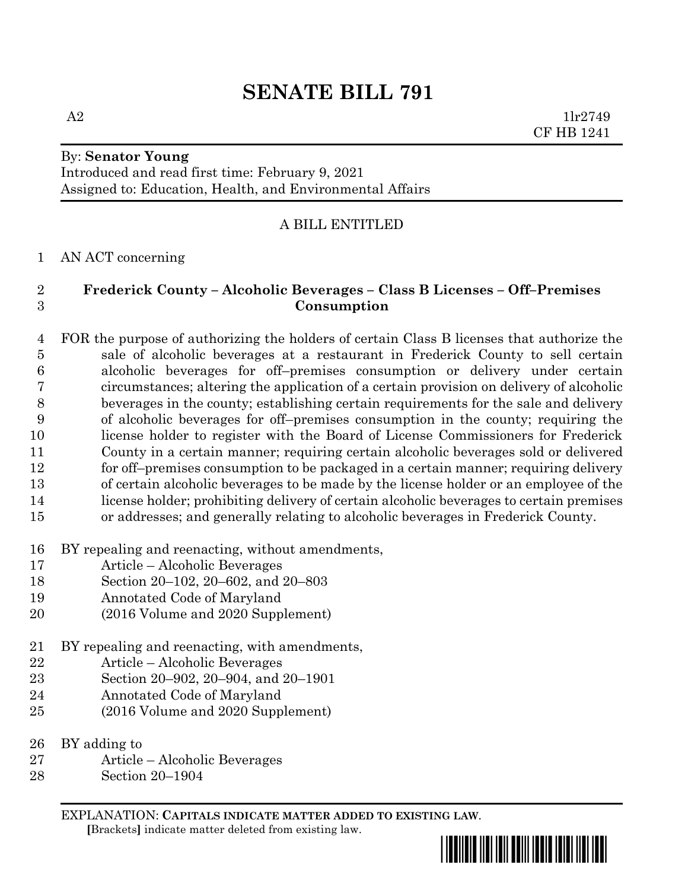# SENATE BILL 791

A2 1lr2749
CF HB 1241

By: **Senator Young**
Introduced and read first time: February 9, 2021
Assigned to: Education, Health, and Environmental Affairs

A BILL ENTITLED

AN ACT concerning

**Frederick County – Alcoholic Beverages – Class B Licenses – Off–Premises Consumption**

FOR the purpose of authorizing the holders of certain Class B licenses that authorize the sale of alcoholic beverages at a restaurant in Frederick County to sell certain alcoholic beverages for off–premises consumption or delivery under certain circumstances; altering the application of a certain provision on delivery of alcoholic beverages in the county; establishing certain requirements for the sale and delivery of alcoholic beverages for off–premises consumption in the county; requiring the license holder to register with the Board of License Commissioners for Frederick County in a certain manner; requiring certain alcoholic beverages sold or delivered for off–premises consumption to be packaged in a certain manner; requiring delivery of certain alcoholic beverages to be made by the license holder or an employee of the license holder; prohibiting delivery of certain alcoholic beverages to certain premises or addresses; and generally relating to alcoholic beverages in Frederick County.

BY repealing and reenacting, without amendments,
Article – Alcoholic Beverages
Section 20–102, 20–602, and 20–803
Annotated Code of Maryland
(2016 Volume and 2020 Supplement)

BY repealing and reenacting, with amendments,
Article – Alcoholic Beverages
Section 20–902, 20–904, and 20–1901
Annotated Code of Maryland
(2016 Volume and 2020 Supplement)

BY adding to
Article – Alcoholic Beverages
Section 20–1904

EXPLANATION: **CAPITALS INDICATE MATTER ADDED TO EXISTING LAW**.
**[**Brackets**]** indicate matter deleted from existing law.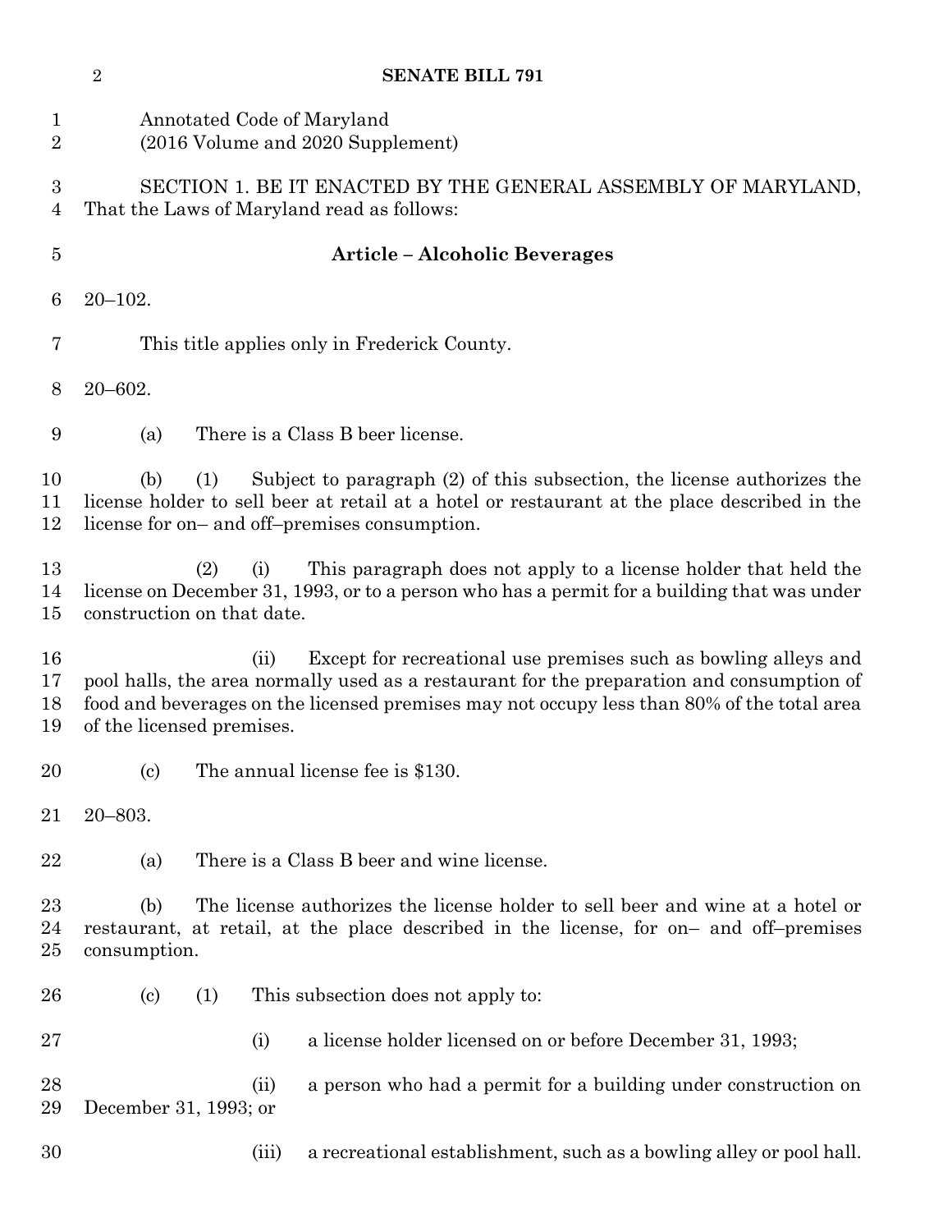Annotated Code of Maryland
(2016 Volume and 2020 Supplement)

SECTION 1. BE IT ENACTED BY THE GENERAL ASSEMBLY OF MARYLAND, That the Laws of Maryland read as follows:

## Article – Alcoholic Beverages

20–102.

This title applies only in Frederick County.

20–602.

(a) There is a Class B beer license.

(b) (1) Subject to paragraph (2) of this subsection, the license authorizes the license holder to sell beer at retail at a hotel or restaurant at the place described in the license for on– and off–premises consumption.

(2) (i) This paragraph does not apply to a license holder that held the license on December 31, 1993, or to a person who has a permit for a building that was under construction on that date.

(ii) Except for recreational use premises such as bowling alleys and pool halls, the area normally used as a restaurant for the preparation and consumption of food and beverages on the licensed premises may not occupy less than 80% of the total area of the licensed premises.

(c) The annual license fee is $130.

20–803.

(a) There is a Class B beer and wine license.

(b) The license authorizes the license holder to sell beer and wine at a hotel or restaurant, at retail, at the place described in the license, for on– and off–premises consumption.

(c) (1) This subsection does not apply to:

(i) a license holder licensed on or before December 31, 1993;

(ii) a person who had a permit for a building under construction on December 31, 1993; or

(iii) a recreational establishment, such as a bowling alley or pool hall.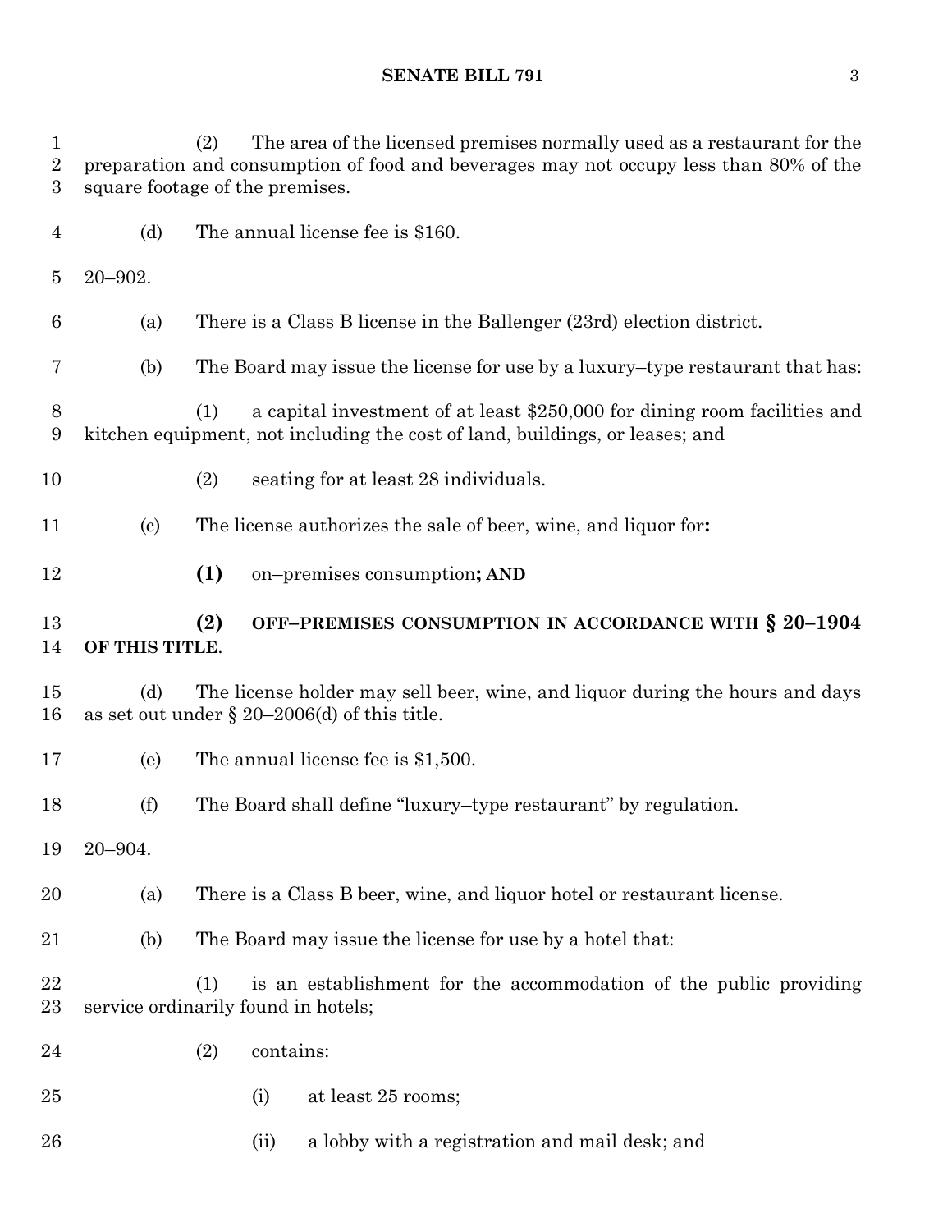(2) The area of the licensed premises normally used as a restaurant for the preparation and consumption of food and beverages may not occupy less than 80% of the square footage of the premises.

(d) The annual license fee is $160.

20–902.

(a) There is a Class B license in the Ballenger (23rd) election district.

(b) The Board may issue the license for use by a luxury–type restaurant that has:

(1) a capital investment of at least $250,000 for dining room facilities and kitchen equipment, not including the cost of land, buildings, or leases; and

(2) seating for at least 28 individuals.

(c) The license authorizes the sale of beer, wine, and liquor for**:**

**(1)** on–premises consumption**; AND**

**(2) OFF–PREMISES CONSUMPTION IN ACCORDANCE WITH § 20–1904 OF THIS TITLE**.

(d) The license holder may sell beer, wine, and liquor during the hours and days as set out under § 20–2006(d) of this title.

(e) The annual license fee is $1,500.

(f) The Board shall define "luxury–type restaurant" by regulation.

20–904.

(a) There is a Class B beer, wine, and liquor hotel or restaurant license.

(b) The Board may issue the license for use by a hotel that:

(1) is an establishment for the accommodation of the public providing service ordinarily found in hotels;

(2) contains:

(i) at least 25 rooms;

(ii) a lobby with a registration and mail desk; and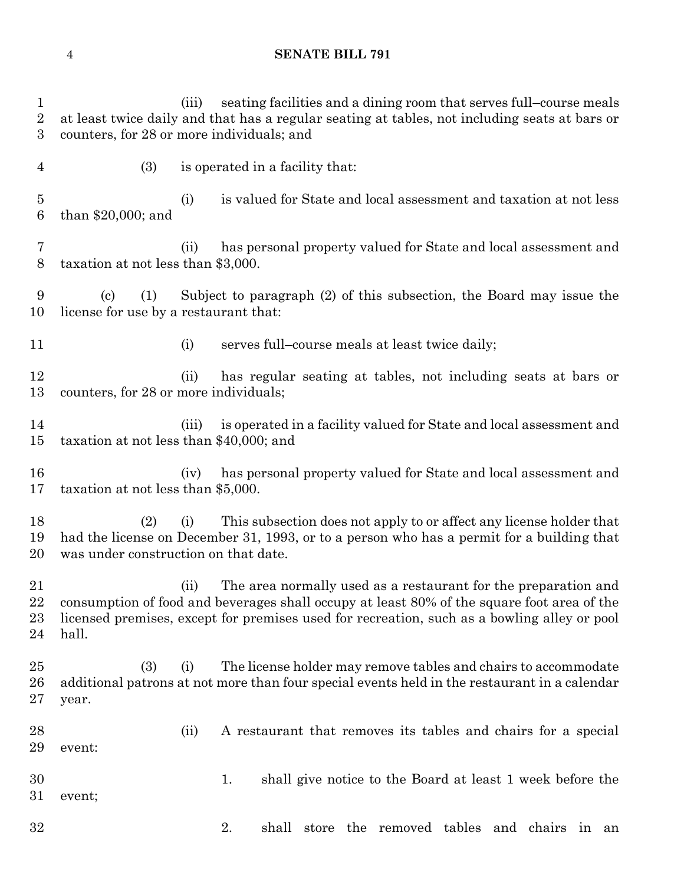(iii) seating facilities and a dining room that serves full–course meals at least twice daily and that has a regular seating at tables, not including seats at bars or counters, for 28 or more individuals; and

(3) is operated in a facility that:

(i) is valued for State and local assessment and taxation at not less than $20,000; and

(ii) has personal property valued for State and local assessment and taxation at not less than $3,000.

(c) (1) Subject to paragraph (2) of this subsection, the Board may issue the license for use by a restaurant that:

(i) serves full–course meals at least twice daily;

(ii) has regular seating at tables, not including seats at bars or counters, for 28 or more individuals;

(iii) is operated in a facility valued for State and local assessment and taxation at not less than $40,000; and

(iv) has personal property valued for State and local assessment and taxation at not less than $5,000.

(2) (i) This subsection does not apply to or affect any license holder that had the license on December 31, 1993, or to a person who has a permit for a building that was under construction on that date.

(ii) The area normally used as a restaurant for the preparation and consumption of food and beverages shall occupy at least 80% of the square foot area of the licensed premises, except for premises used for recreation, such as a bowling alley or pool hall.

(3) (i) The license holder may remove tables and chairs to accommodate additional patrons at not more than four special events held in the restaurant in a calendar year.

(ii) A restaurant that removes its tables and chairs for a special event:

1. shall give notice to the Board at least 1 week before the event;

2. shall store the removed tables and chairs in an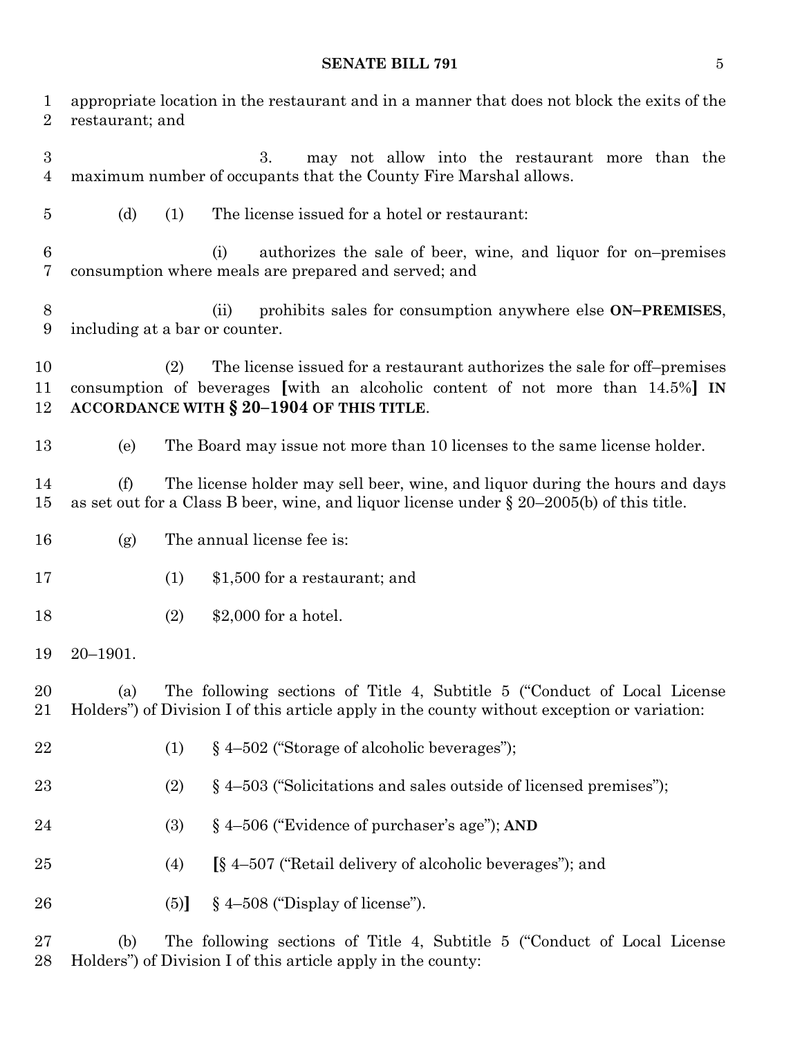appropriate location in the restaurant and in a manner that does not block the exits of the restaurant; and

3. may not allow into the restaurant more than the maximum number of occupants that the County Fire Marshal allows.

(d) (1) The license issued for a hotel or restaurant:

(i) authorizes the sale of beer, wine, and liquor for on–premises consumption where meals are prepared and served; and

(ii) prohibits sales for consumption anywhere else **ON–PREMISES**, including at a bar or counter.

(2) The license issued for a restaurant authorizes the sale for off–premises consumption of beverages **[**with an alcoholic content of not more than 14.5%**]** **IN ACCORDANCE WITH § 20–1904 OF THIS TITLE**.

(e) The Board may issue not more than 10 licenses to the same license holder.

(f) The license holder may sell beer, wine, and liquor during the hours and days as set out for a Class B beer, wine, and liquor license under § 20–2005(b) of this title.

(g) The annual license fee is:

(1) $1,500 for a restaurant; and

(2) $2,000 for a hotel.

20–1901.

(a) The following sections of Title 4, Subtitle 5 ("Conduct of Local License Holders") of Division I of this article apply in the county without exception or variation:

(1) § 4–502 ("Storage of alcoholic beverages");

(2) § 4–503 ("Solicitations and sales outside of licensed premises");

(3) § 4–506 ("Evidence of purchaser's age"); **AND**

(4) **[**§ 4–507 ("Retail delivery of alcoholic beverages"); and

(5)**]** § 4–508 ("Display of license").

(b) The following sections of Title 4, Subtitle 5 ("Conduct of Local License Holders") of Division I of this article apply in the county: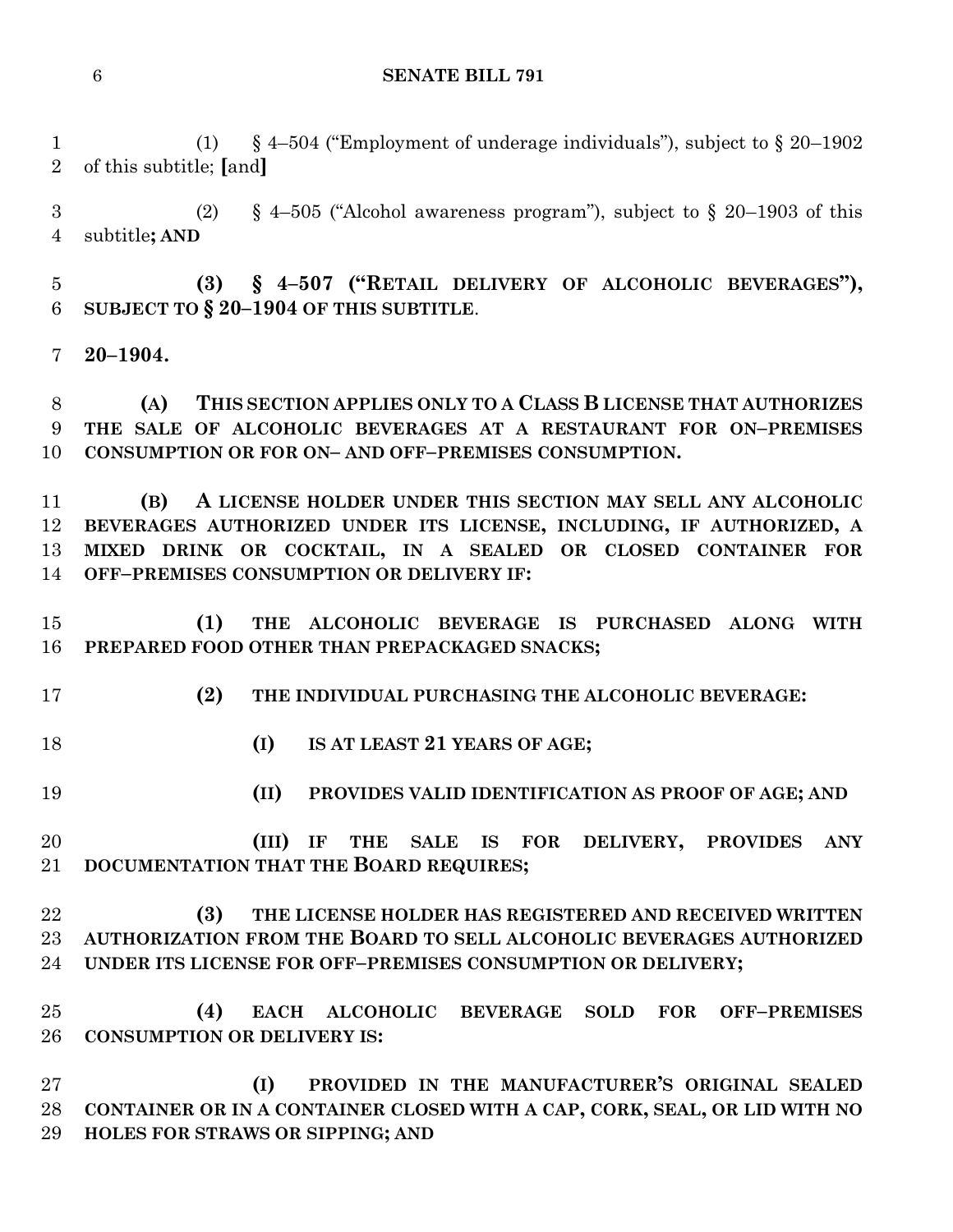(1) § 4–504 ("Employment of underage individuals"), subject to § 20–1902 of this subtitle; [and]

(2) § 4–505 ("Alcohol awareness program"), subject to § 20–1903 of this subtitle**; AND**

**(3) § 4–507 ("RETAIL DELIVERY OF ALCOHOLIC BEVERAGES"), SUBJECT TO § 20–1904 OF THIS SUBTITLE**.

**20–1904.**

**(A) THIS SECTION APPLIES ONLY TO A CLASS B LICENSE THAT AUTHORIZES THE SALE OF ALCOHOLIC BEVERAGES AT A RESTAURANT FOR ON–PREMISES CONSUMPTION OR FOR ON– AND OFF–PREMISES CONSUMPTION.**

**(B) A LICENSE HOLDER UNDER THIS SECTION MAY SELL ANY ALCOHOLIC BEVERAGES AUTHORIZED UNDER ITS LICENSE, INCLUDING, IF AUTHORIZED, A MIXED DRINK OR COCKTAIL, IN A SEALED OR CLOSED CONTAINER FOR OFF–PREMISES CONSUMPTION OR DELIVERY IF:**

**(1) THE ALCOHOLIC BEVERAGE IS PURCHASED ALONG WITH PREPARED FOOD OTHER THAN PREPACKAGED SNACKS;**

**(2) THE INDIVIDUAL PURCHASING THE ALCOHOLIC BEVERAGE:**

**(I) IS AT LEAST 21 YEARS OF AGE;**

**(II) PROVIDES VALID IDENTIFICATION AS PROOF OF AGE; AND**

**(III) IF THE SALE IS FOR DELIVERY, PROVIDES ANY DOCUMENTATION THAT THE BOARD REQUIRES;**

**(3) THE LICENSE HOLDER HAS REGISTERED AND RECEIVED WRITTEN AUTHORIZATION FROM THE BOARD TO SELL ALCOHOLIC BEVERAGES AUTHORIZED UNDER ITS LICENSE FOR OFF–PREMISES CONSUMPTION OR DELIVERY;**

**(4) EACH ALCOHOLIC BEVERAGE SOLD FOR OFF–PREMISES CONSUMPTION OR DELIVERY IS:**

**(I) PROVIDED IN THE MANUFACTURER'S ORIGINAL SEALED CONTAINER OR IN A CONTAINER CLOSED WITH A CAP, CORK, SEAL, OR LID WITH NO HOLES FOR STRAWS OR SIPPING; AND**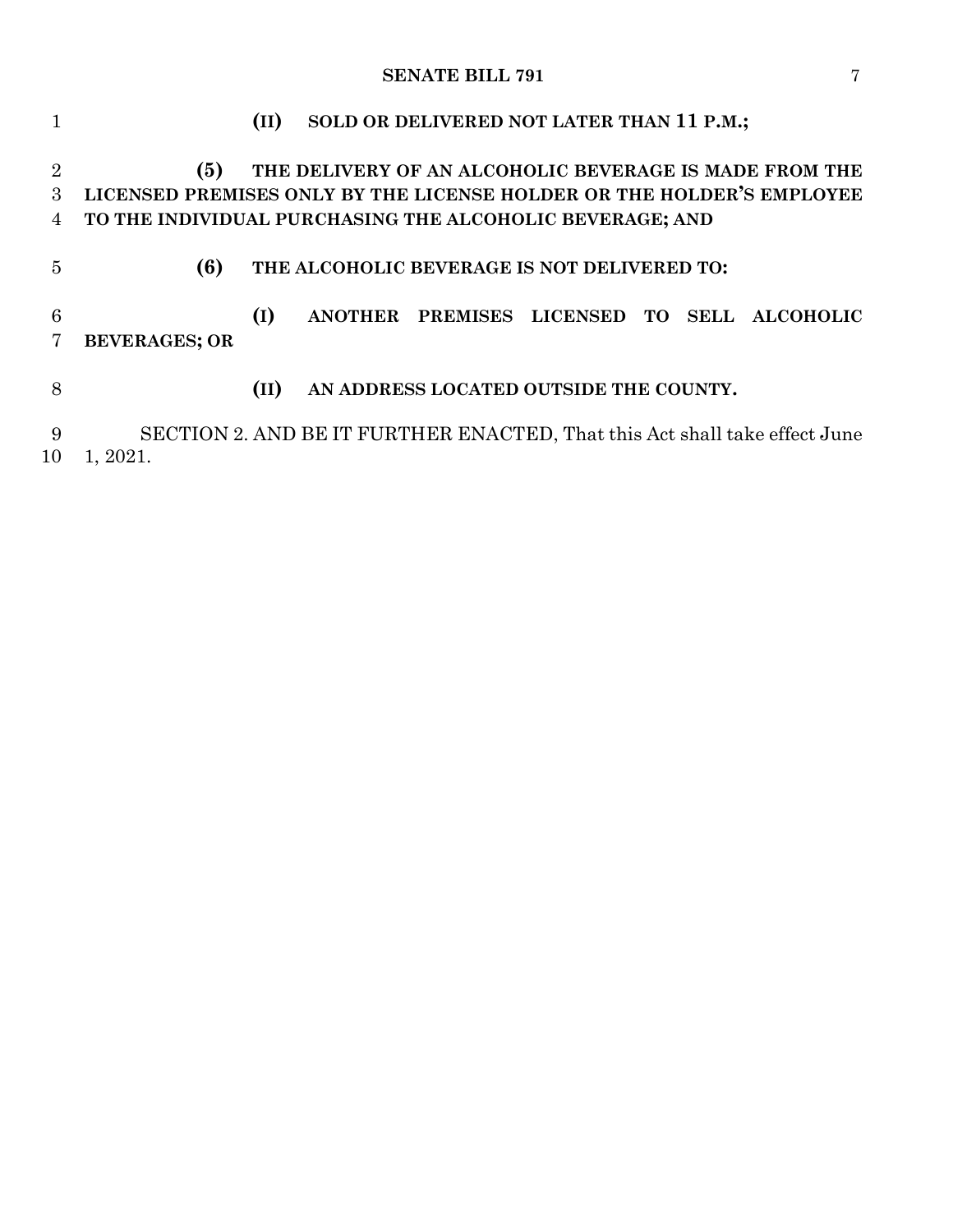**(II) SOLD OR DELIVERED NOT LATER THAN 11 P.M.;**

**(5) THE DELIVERY OF AN ALCOHOLIC BEVERAGE IS MADE FROM THE LICENSED PREMISES ONLY BY THE LICENSE HOLDER OR THE HOLDER'S EMPLOYEE TO THE INDIVIDUAL PURCHASING THE ALCOHOLIC BEVERAGE; AND**

**(6) THE ALCOHOLIC BEVERAGE IS NOT DELIVERED TO:**

**(I) ANOTHER PREMISES LICENSED TO SELL ALCOHOLIC BEVERAGES; OR**

**(II) AN ADDRESS LOCATED OUTSIDE THE COUNTY.**

SECTION 2. AND BE IT FURTHER ENACTED, That this Act shall take effect June 1, 2021.